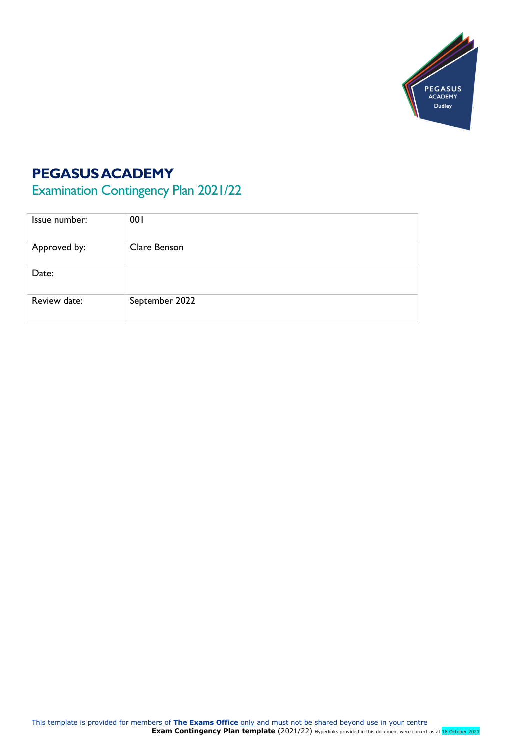# PEGASUS ACADEMY

## Examination Contingency Plan 2021/22

| Issue number: | 001 |
|---|---|
| Approved by: | Clare Benson |
| Date: | |
| Review date: | September 2022 |

This template is provided for members of **The Exams Office** only and must not be shared beyond use in your centre

**Exam Contingency Plan template** (2021/22) Hyperlinks provided in this document were correct as at 18 October 2021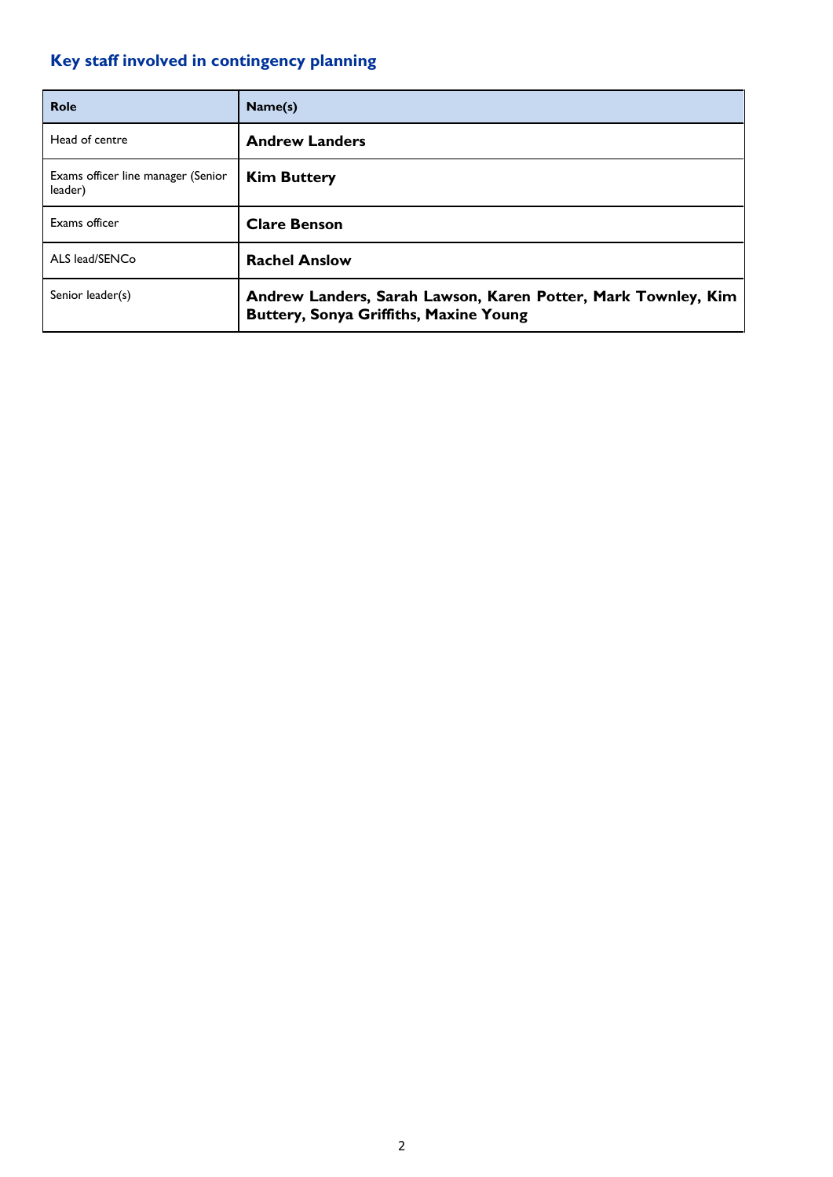## Key staff involved in contingency planning

| Role | Name(s) |
|---|---|
| Head of centre | **Andrew Landers** |
| Exams officer line manager (Senior leader) | **Kim Buttery** |
| Exams officer | **Clare Benson** |
| ALS lead/SENCo | **Rachel Anslow** |
| Senior leader(s) | **Andrew Landers, Sarah Lawson, Karen Potter, Mark Townley, Kim Buttery, Sonya Griffiths, Maxine Young** |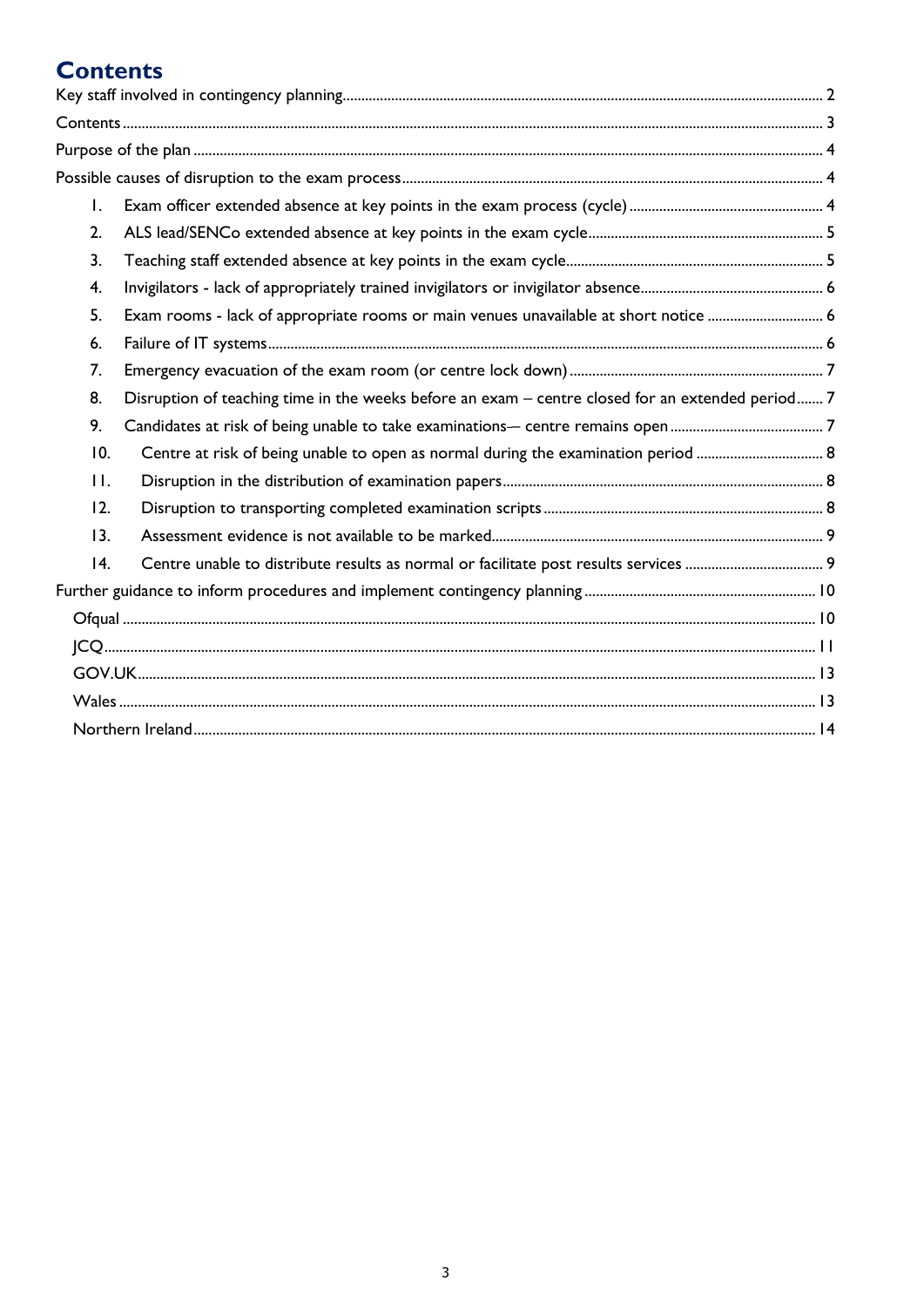# Contents

Key staff involved in contingency planning ... 2

Contents ... 3

Purpose of the plan ... 4

Possible causes of disruption to the exam process ... 4

1. Exam officer extended absence at key points in the exam process (cycle) ... 4
2. ALS lead/SENCo extended absence at key points in the exam cycle ... 5
3. Teaching staff extended absence at key points in the exam cycle ... 5
4. Invigilators - lack of appropriately trained invigilators or invigilator absence ... 6
5. Exam rooms - lack of appropriate rooms or main venues unavailable at short notice ... 6
6. Failure of IT systems ... 6
7. Emergency evacuation of the exam room (or centre lock down) ... 7
8. Disruption of teaching time in the weeks before an exam – centre closed for an extended period ... 7
9. Candidates at risk of being unable to take examinations— centre remains open ... 7
10. Centre at risk of being unable to open as normal during the examination period ... 8
11. Disruption in the distribution of examination papers ... 8
12. Disruption to transporting completed examination scripts ... 8
13. Assessment evidence is not available to be marked ... 9
14. Centre unable to distribute results as normal or facilitate post results services ... 9

Further guidance to inform procedures and implement contingency planning ... 10

- Ofqual ... 10
- JCQ ... 11
- GOV.UK ... 13
- Wales ... 13
- Northern Ireland ... 14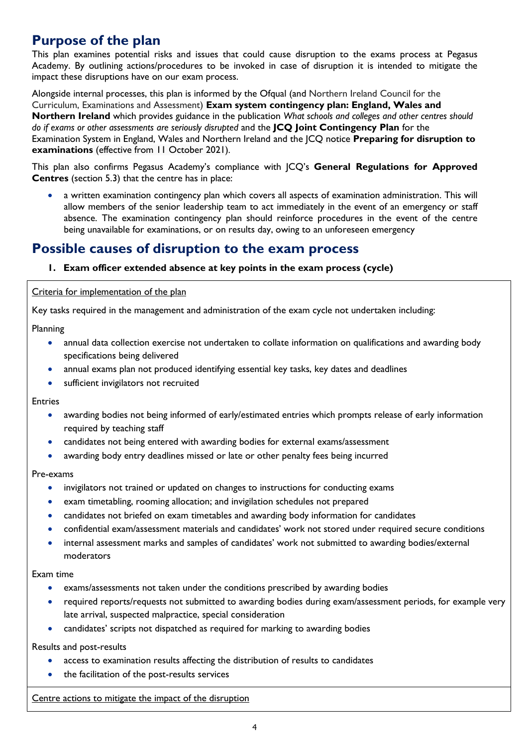## Purpose of the plan

This plan examines potential risks and issues that could cause disruption to the exams process at Pegasus Academy. By outlining actions/procedures to be invoked in case of disruption it is intended to mitigate the impact these disruptions have on our exam process.

Alongside internal processes, this plan is informed by the Ofqual (and Northern Ireland Council for the Curriculum, Examinations and Assessment) **Exam system contingency plan: England, Wales and Northern Ireland** which provides guidance in the publication *What schools and colleges and other centres should do if exams or other assessments are seriously disrupted* and the **JCQ Joint Contingency Plan** for the Examination System in England, Wales and Northern Ireland and the JCQ notice **Preparing for disruption to examinations** (effective from 11 October 2021).

This plan also confirms Pegasus Academy's compliance with JCQ's **General Regulations for Approved Centres** (section 5.3) that the centre has in place:

- a written examination contingency plan which covers all aspects of examination administration. This will allow members of the senior leadership team to act immediately in the event of an emergency or staff absence. The examination contingency plan should reinforce procedures in the event of the centre being unavailable for examinations, or on results day, owing to an unforeseen emergency

## Possible causes of disruption to the exam process

1. **Exam officer extended absence at key points in the exam process (cycle)**

Criteria for implementation of the plan

Key tasks required in the management and administration of the exam cycle not undertaken including:

Planning

- annual data collection exercise not undertaken to collate information on qualifications and awarding body specifications being delivered
- annual exams plan not produced identifying essential key tasks, key dates and deadlines
- sufficient invigilators not recruited

Entries

- awarding bodies not being informed of early/estimated entries which prompts release of early information required by teaching staff
- candidates not being entered with awarding bodies for external exams/assessment
- awarding body entry deadlines missed or late or other penalty fees being incurred

Pre-exams

- invigilators not trained or updated on changes to instructions for conducting exams
- exam timetabling, rooming allocation; and invigilation schedules not prepared
- candidates not briefed on exam timetables and awarding body information for candidates
- confidential exam/assessment materials and candidates' work not stored under required secure conditions
- internal assessment marks and samples of candidates' work not submitted to awarding bodies/external moderators

Exam time

- exams/assessments not taken under the conditions prescribed by awarding bodies
- required reports/requests not submitted to awarding bodies during exam/assessment periods, for example very late arrival, suspected malpractice, special consideration
- candidates' scripts not dispatched as required for marking to awarding bodies

Results and post-results

- access to examination results affecting the distribution of results to candidates
- the facilitation of the post-results services

Centre actions to mitigate the impact of the disruption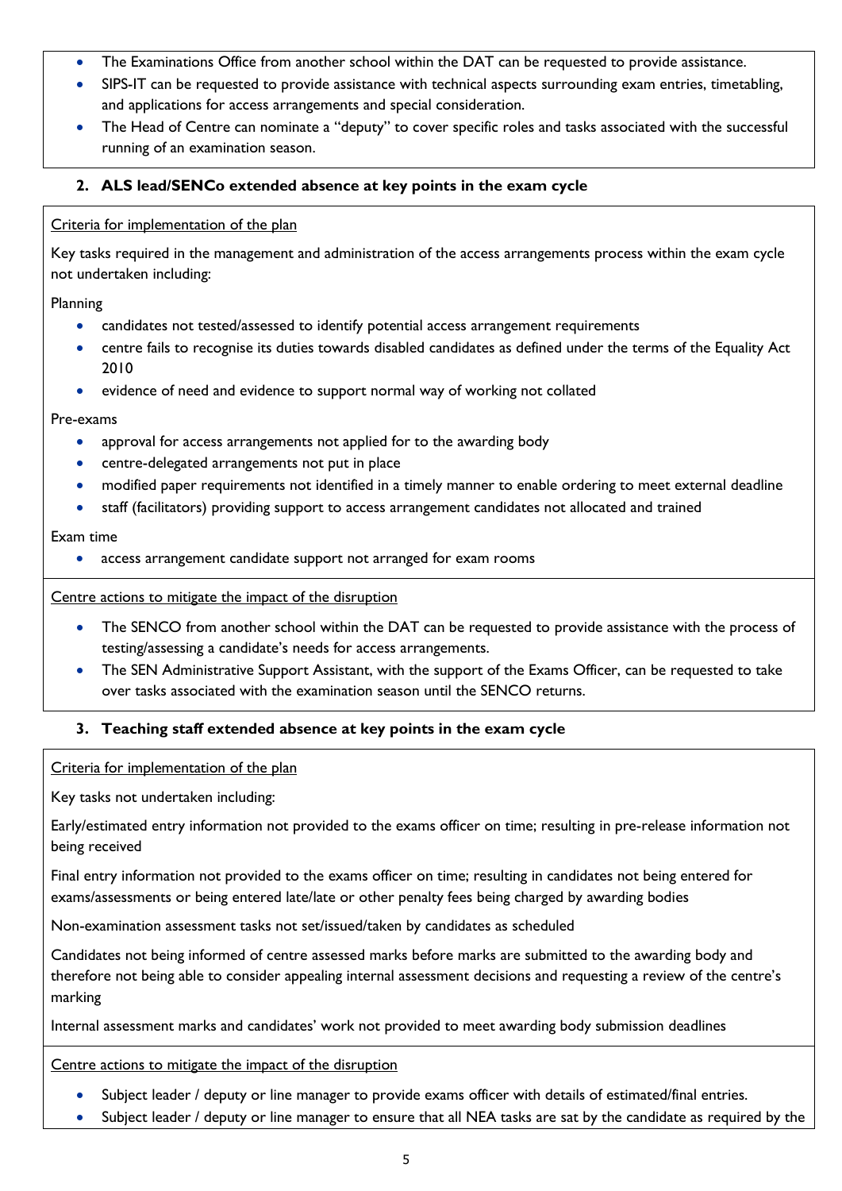- The Examinations Office from another school within the DAT can be requested to provide assistance.
- SIPS-IT can be requested to provide assistance with technical aspects surrounding exam entries, timetabling, and applications for access arrangements and special consideration.
- The Head of Centre can nominate a "deputy" to cover specific roles and tasks associated with the successful running of an examination season.

## 2. ALS lead/SENCo extended absence at key points in the exam cycle

<u>Criteria for implementation of the plan</u>

Key tasks required in the management and administration of the access arrangements process within the exam cycle not undertaken including:

Planning

- candidates not tested/assessed to identify potential access arrangement requirements
- centre fails to recognise its duties towards disabled candidates as defined under the terms of the Equality Act 2010
- evidence of need and evidence to support normal way of working not collated

Pre-exams

- approval for access arrangements not applied for to the awarding body
- centre-delegated arrangements not put in place
- modified paper requirements not identified in a timely manner to enable ordering to meet external deadline
- staff (facilitators) providing support to access arrangement candidates not allocated and trained

Exam time

- access arrangement candidate support not arranged for exam rooms

<u>Centre actions to mitigate the impact of the disruption</u>

- The SENCO from another school within the DAT can be requested to provide assistance with the process of testing/assessing a candidate's needs for access arrangements.
- The SEN Administrative Support Assistant, with the support of the Exams Officer, can be requested to take over tasks associated with the examination season until the SENCO returns.

## 3. Teaching staff extended absence at key points in the exam cycle

<u>Criteria for implementation of the plan</u>

Key tasks not undertaken including:

Early/estimated entry information not provided to the exams officer on time; resulting in pre-release information not being received

Final entry information not provided to the exams officer on time; resulting in candidates not being entered for exams/assessments or being entered late/late or other penalty fees being charged by awarding bodies

Non-examination assessment tasks not set/issued/taken by candidates as scheduled

Candidates not being informed of centre assessed marks before marks are submitted to the awarding body and therefore not being able to consider appealing internal assessment decisions and requesting a review of the centre's marking

Internal assessment marks and candidates' work not provided to meet awarding body submission deadlines

<u>Centre actions to mitigate the impact of the disruption</u>

- Subject leader / deputy or line manager to provide exams officer with details of estimated/final entries.
- Subject leader / deputy or line manager to ensure that all NEA tasks are sat by the candidate as required by the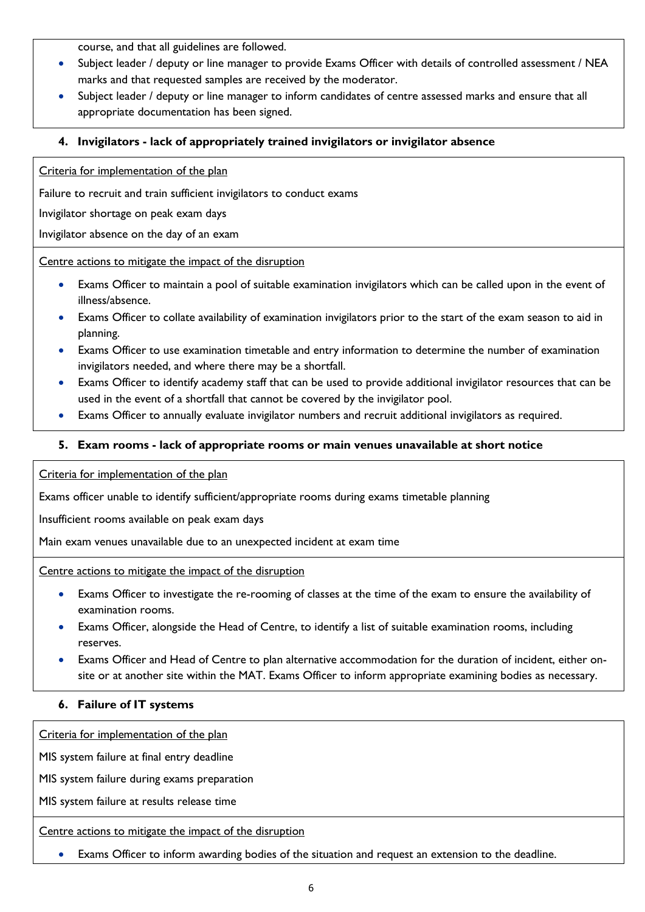course, and that all guidelines are followed.

- Subject leader / deputy or line manager to provide Exams Officer with details of controlled assessment / NEA marks and that requested samples are received by the moderator.
- Subject leader / deputy or line manager to inform candidates of centre assessed marks and ensure that all appropriate documentation has been signed.

### 4. Invigilators - lack of appropriately trained invigilators or invigilator absence

Criteria for implementation of the plan

Failure to recruit and train sufficient invigilators to conduct exams

Invigilator shortage on peak exam days

Invigilator absence on the day of an exam

Centre actions to mitigate the impact of the disruption

- Exams Officer to maintain a pool of suitable examination invigilators which can be called upon in the event of illness/absence.
- Exams Officer to collate availability of examination invigilators prior to the start of the exam season to aid in planning.
- Exams Officer to use examination timetable and entry information to determine the number of examination invigilators needed, and where there may be a shortfall.
- Exams Officer to identify academy staff that can be used to provide additional invigilator resources that can be used in the event of a shortfall that cannot be covered by the invigilator pool.
- Exams Officer to annually evaluate invigilator numbers and recruit additional invigilators as required.

### 5. Exam rooms - lack of appropriate rooms or main venues unavailable at short notice

Criteria for implementation of the plan

Exams officer unable to identify sufficient/appropriate rooms during exams timetable planning

Insufficient rooms available on peak exam days

Main exam venues unavailable due to an unexpected incident at exam time

Centre actions to mitigate the impact of the disruption

- Exams Officer to investigate the re-rooming of classes at the time of the exam to ensure the availability of examination rooms.
- Exams Officer, alongside the Head of Centre, to identify a list of suitable examination rooms, including reserves.
- Exams Officer and Head of Centre to plan alternative accommodation for the duration of incident, either on-site or at another site within the MAT. Exams Officer to inform appropriate examining bodies as necessary.

### 6. Failure of IT systems

Criteria for implementation of the plan

MIS system failure at final entry deadline

MIS system failure during exams preparation

MIS system failure at results release time

Centre actions to mitigate the impact of the disruption

- Exams Officer to inform awarding bodies of the situation and request an extension to the deadline.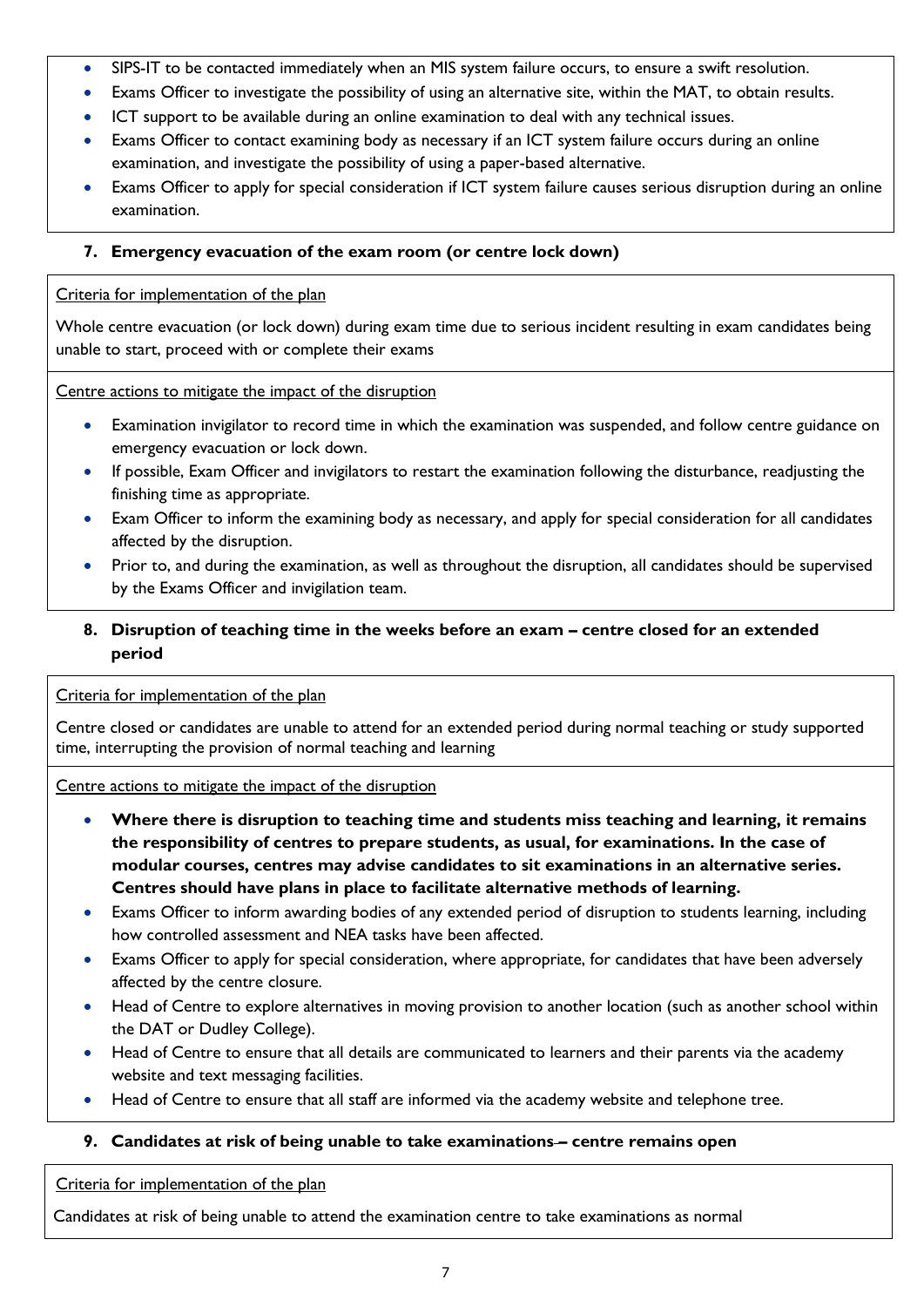- SIPS-IT to be contacted immediately when an MIS system failure occurs, to ensure a swift resolution.
- Exams Officer to investigate the possibility of using an alternative site, within the MAT, to obtain results.
- ICT support to be available during an online examination to deal with any technical issues.
- Exams Officer to contact examining body as necessary if an ICT system failure occurs during an online examination, and investigate the possibility of using a paper-based alternative.
- Exams Officer to apply for special consideration if ICT system failure causes serious disruption during an online examination.

**7. Emergency evacuation of the exam room (or centre lock down)**

Criteria for implementation of the plan

Whole centre evacuation (or lock down) during exam time due to serious incident resulting in exam candidates being unable to start, proceed with or complete their exams

Centre actions to mitigate the impact of the disruption

- Examination invigilator to record time in which the examination was suspended, and follow centre guidance on emergency evacuation or lock down.
- If possible, Exam Officer and invigilators to restart the examination following the disturbance, readjusting the finishing time as appropriate.
- Exam Officer to inform the examining body as necessary, and apply for special consideration for all candidates affected by the disruption.
- Prior to, and during the examination, as well as throughout the disruption, all candidates should be supervised by the Exams Officer and invigilation team.

**8. Disruption of teaching time in the weeks before an exam – centre closed for an extended period**

Criteria for implementation of the plan

Centre closed or candidates are unable to attend for an extended period during normal teaching or study supported time, interrupting the provision of normal teaching and learning

Centre actions to mitigate the impact of the disruption

- **Where there is disruption to teaching time and students miss teaching and learning, it remains the responsibility of centres to prepare students, as usual, for examinations. In the case of modular courses, centres may advise candidates to sit examinations in an alternative series. Centres should have plans in place to facilitate alternative methods of learning.**
- Exams Officer to inform awarding bodies of any extended period of disruption to students learning, including how controlled assessment and NEA tasks have been affected.
- Exams Officer to apply for special consideration, where appropriate, for candidates that have been adversely affected by the centre closure.
- Head of Centre to explore alternatives in moving provision to another location (such as another school within the DAT or Dudley College).
- Head of Centre to ensure that all details are communicated to learners and their parents via the academy website and text messaging facilities.
- Head of Centre to ensure that all staff are informed via the academy website and telephone tree.

**9. Candidates at risk of being unable to take examinations – centre remains open**

Criteria for implementation of the plan

Candidates at risk of being unable to attend the examination centre to take examinations as normal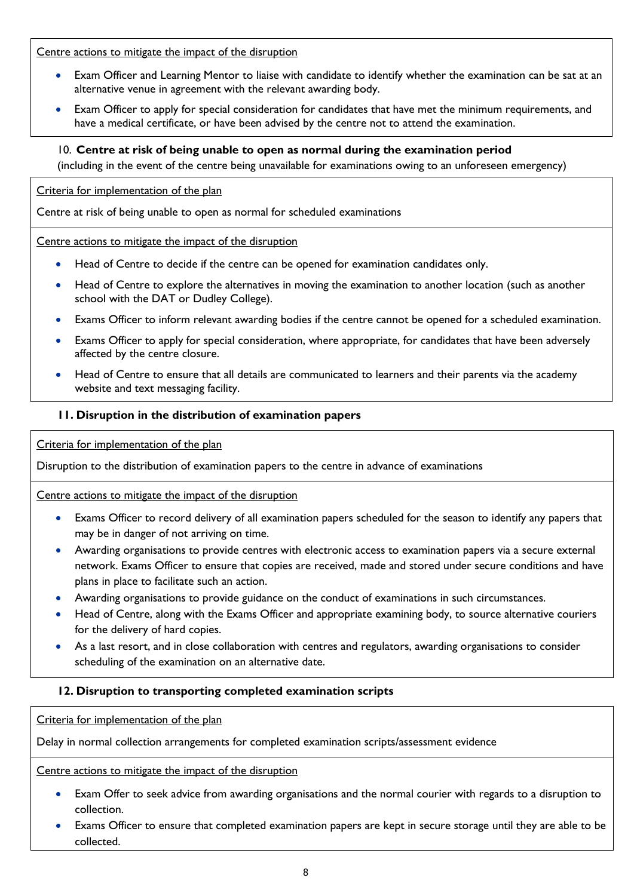Centre actions to mitigate the impact of the disruption

- Exam Officer and Learning Mentor to liaise with candidate to identify whether the examination can be sat at an alternative venue in agreement with the relevant awarding body.
- Exam Officer to apply for special consideration for candidates that have met the minimum requirements, and have a medical certificate, or have been advised by the centre not to attend the examination.

### 10. Centre at risk of being unable to open as normal during the examination period

(including in the event of the centre being unavailable for examinations owing to an unforeseen emergency)

Criteria for implementation of the plan

Centre at risk of being unable to open as normal for scheduled examinations

Centre actions to mitigate the impact of the disruption

- Head of Centre to decide if the centre can be opened for examination candidates only.
- Head of Centre to explore the alternatives in moving the examination to another location (such as another school with the DAT or Dudley College).
- Exams Officer to inform relevant awarding bodies if the centre cannot be opened for a scheduled examination.
- Exams Officer to apply for special consideration, where appropriate, for candidates that have been adversely affected by the centre closure.
- Head of Centre to ensure that all details are communicated to learners and their parents via the academy website and text messaging facility.

### 11. Disruption in the distribution of examination papers

Criteria for implementation of the plan

Disruption to the distribution of examination papers to the centre in advance of examinations

Centre actions to mitigate the impact of the disruption

- Exams Officer to record delivery of all examination papers scheduled for the season to identify any papers that may be in danger of not arriving on time.
- Awarding organisations to provide centres with electronic access to examination papers via a secure external network. Exams Officer to ensure that copies are received, made and stored under secure conditions and have plans in place to facilitate such an action.
- Awarding organisations to provide guidance on the conduct of examinations in such circumstances.
- Head of Centre, along with the Exams Officer and appropriate examining body, to source alternative couriers for the delivery of hard copies.
- As a last resort, and in close collaboration with centres and regulators, awarding organisations to consider scheduling of the examination on an alternative date.

### 12. Disruption to transporting completed examination scripts

Criteria for implementation of the plan

Delay in normal collection arrangements for completed examination scripts/assessment evidence

Centre actions to mitigate the impact of the disruption

- Exam Offer to seek advice from awarding organisations and the normal courier with regards to a disruption to collection.
- Exams Officer to ensure that completed examination papers are kept in secure storage until they are able to be collected.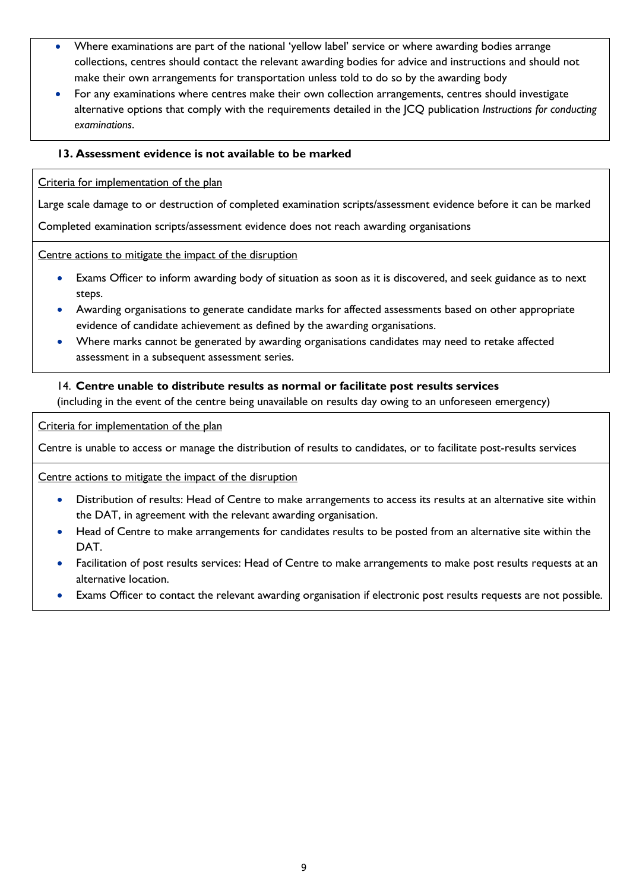- Where examinations are part of the national 'yellow label' service or where awarding bodies arrange collections, centres should contact the relevant awarding bodies for advice and instructions and should not make their own arrangements for transportation unless told to do so by the awarding body
- For any examinations where centres make their own collection arrangements, centres should investigate alternative options that comply with the requirements detailed in the JCQ publication *Instructions for conducting examinations*.

### 13. Assessment evidence is not available to be marked

Criteria for implementation of the plan

Large scale damage to or destruction of completed examination scripts/assessment evidence before it can be marked

Completed examination scripts/assessment evidence does not reach awarding organisations

Centre actions to mitigate the impact of the disruption

- Exams Officer to inform awarding body of situation as soon as it is discovered, and seek guidance as to next steps.
- Awarding organisations to generate candidate marks for affected assessments based on other appropriate evidence of candidate achievement as defined by the awarding organisations.
- Where marks cannot be generated by awarding organisations candidates may need to retake affected assessment in a subsequent assessment series.

### 14. Centre unable to distribute results as normal or facilitate post results services

(including in the event of the centre being unavailable on results day owing to an unforeseen emergency)

Criteria for implementation of the plan

Centre is unable to access or manage the distribution of results to candidates, or to facilitate post-results services

Centre actions to mitigate the impact of the disruption

- Distribution of results: Head of Centre to make arrangements to access its results at an alternative site within the DAT, in agreement with the relevant awarding organisation.
- Head of Centre to make arrangements for candidates results to be posted from an alternative site within the DAT.
- Facilitation of post results services: Head of Centre to make arrangements to make post results requests at an alternative location.
- Exams Officer to contact the relevant awarding organisation if electronic post results requests are not possible.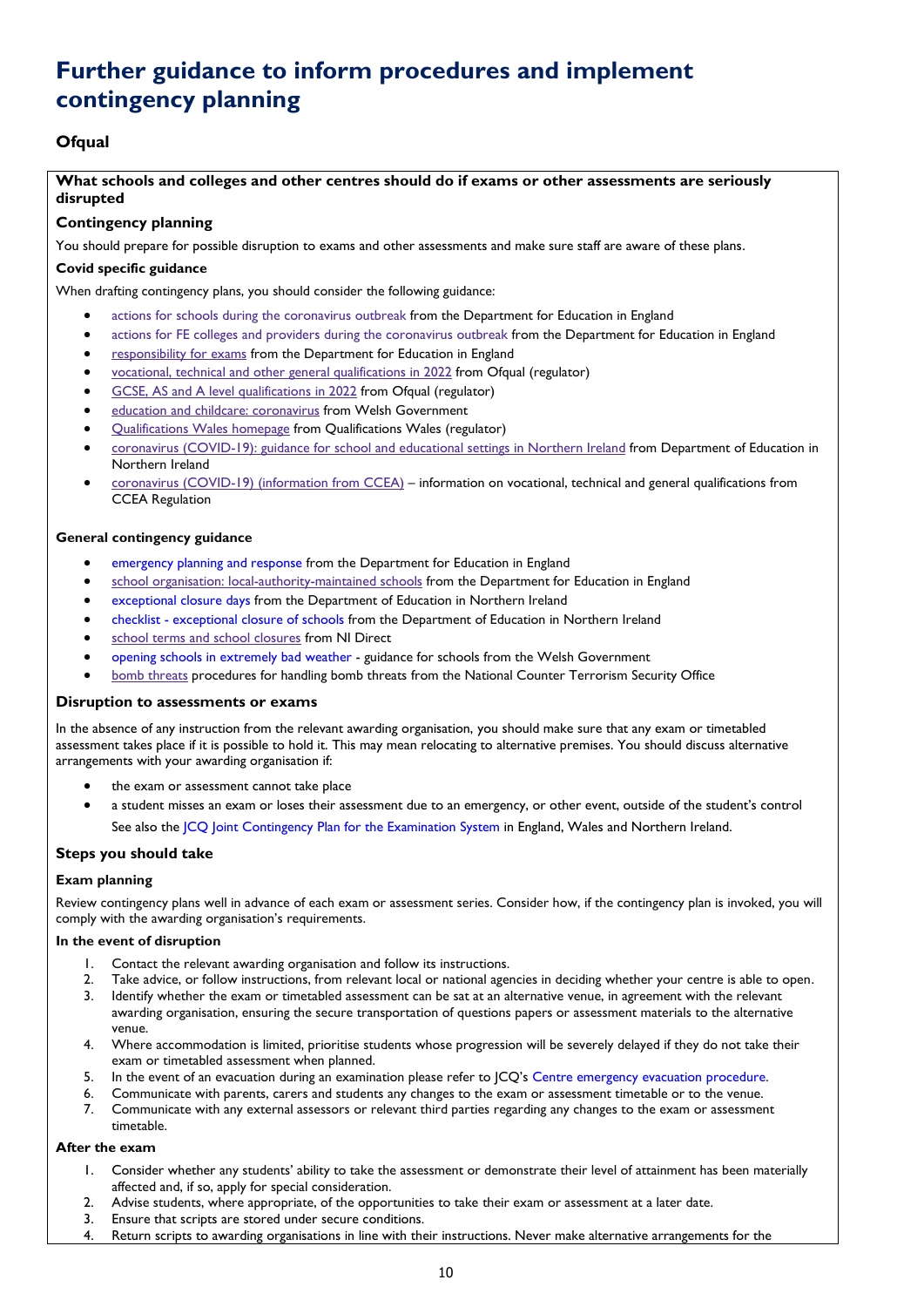# Further guidance to inform procedures and implement contingency planning

## Ofqual

### What schools and colleges and other centres should do if exams or other assessments are seriously disrupted

#### Contingency planning

You should prepare for possible disruption to exams and other assessments and make sure staff are aware of these plans.

#### Covid specific guidance

When drafting contingency plans, you should consider the following guidance:

- actions for schools during the coronavirus outbreak from the Department for Education in England
- actions for FE colleges and providers during the coronavirus outbreak from the Department for Education in England
- responsibility for exams from the Department for Education in England
- vocational, technical and other general qualifications in 2022 from Ofqual (regulator)
- GCSE, AS and A level qualifications in 2022 from Ofqual (regulator)
- education and childcare: coronavirus from Welsh Government
- Qualifications Wales homepage from Qualifications Wales (regulator)
- coronavirus (COVID-19): guidance for school and educational settings in Northern Ireland from Department of Education in Northern Ireland
- coronavirus (COVID-19) (information from CCEA) – information on vocational, technical and general qualifications from CCEA Regulation

#### General contingency guidance

- emergency planning and response from the Department for Education in England
- school organisation: local-authority-maintained schools from the Department for Education in England
- exceptional closure days from the Department of Education in Northern Ireland
- checklist - exceptional closure of schools from the Department of Education in Northern Ireland
- school terms and school closures from NI Direct
- opening schools in extremely bad weather - guidance for schools from the Welsh Government
- bomb threats procedures for handling bomb threats from the National Counter Terrorism Security Office

### Disruption to assessments or exams

In the absence of any instruction from the relevant awarding organisation, you should make sure that any exam or timetabled assessment takes place if it is possible to hold it. This may mean relocating to alternative premises. You should discuss alternative arrangements with your awarding organisation if:

- the exam or assessment cannot take place
- a student misses an exam or loses their assessment due to an emergency, or other event, outside of the student's control

See also the JCQ Joint Contingency Plan for the Examination System in England, Wales and Northern Ireland.

### Steps you should take

#### Exam planning

Review contingency plans well in advance of each exam or assessment series. Consider how, if the contingency plan is invoked, you will comply with the awarding organisation's requirements.

#### In the event of disruption

1. Contact the relevant awarding organisation and follow its instructions.
2. Take advice, or follow instructions, from relevant local or national agencies in deciding whether your centre is able to open.
3. Identify whether the exam or timetabled assessment can be sat at an alternative venue, in agreement with the relevant awarding organisation, ensuring the secure transportation of questions papers or assessment materials to the alternative venue.
4. Where accommodation is limited, prioritise students whose progression will be severely delayed if they do not take their exam or timetabled assessment when planned.
5. In the event of an evacuation during an examination please refer to JCQ's Centre emergency evacuation procedure.
6. Communicate with parents, carers and students any changes to the exam or assessment timetable or to the venue.
7. Communicate with any external assessors or relevant third parties regarding any changes to the exam or assessment timetable.

#### After the exam

1. Consider whether any students' ability to take the assessment or demonstrate their level of attainment has been materially affected and, if so, apply for special consideration.
2. Advise students, where appropriate, of the opportunities to take their exam or assessment at a later date.
3. Ensure that scripts are stored under secure conditions.
4. Return scripts to awarding organisations in line with their instructions. Never make alternative arrangements for the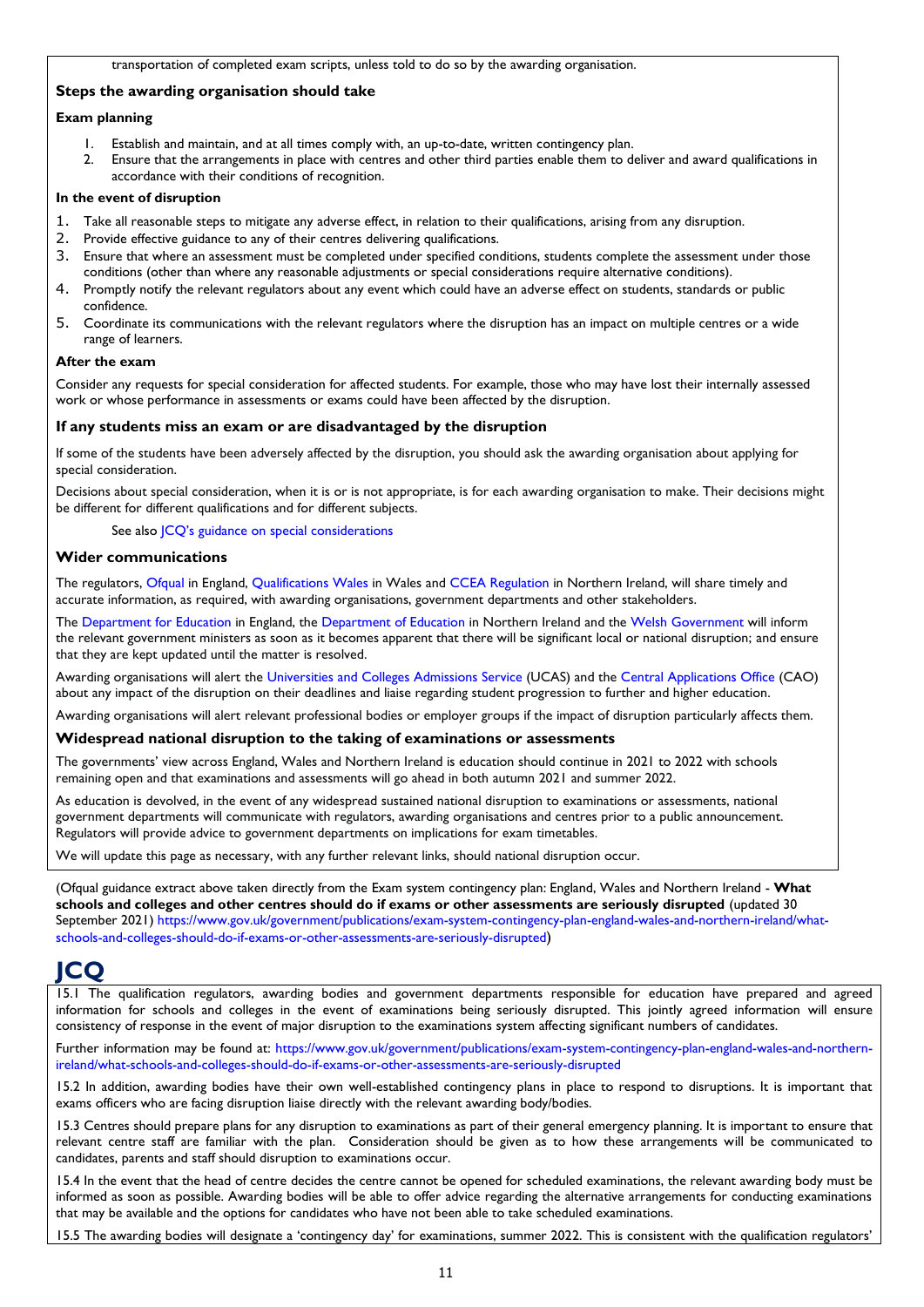transportation of completed exam scripts, unless told to do so by the awarding organisation.

### Steps the awarding organisation should take

**Exam planning**

1. Establish and maintain, and at all times comply with, an up-to-date, written contingency plan.
2. Ensure that the arrangements in place with centres and other third parties enable them to deliver and award qualifications in accordance with their conditions of recognition.

**In the event of disruption**

1. Take all reasonable steps to mitigate any adverse effect, in relation to their qualifications, arising from any disruption.
2. Provide effective guidance to any of their centres delivering qualifications.
3. Ensure that where an assessment must be completed under specified conditions, students complete the assessment under those conditions (other than where any reasonable adjustments or special considerations require alternative conditions).
4. Promptly notify the relevant regulators about any event which could have an adverse effect on students, standards or public confidence.
5. Coordinate its communications with the relevant regulators where the disruption has an impact on multiple centres or a wide range of learners.

**After the exam**

Consider any requests for special consideration for affected students. For example, those who may have lost their internally assessed work or whose performance in assessments or exams could have been affected by the disruption.

### If any students miss an exam or are disadvantaged by the disruption

If some of the students have been adversely affected by the disruption, you should ask the awarding organisation about applying for special consideration.

Decisions about special consideration, when it is or is not appropriate, is for each awarding organisation to make. Their decisions might be different for different qualifications and for different subjects.

See also JCQ's guidance on special considerations

### Wider communications

The regulators, Ofqual in England, Qualifications Wales in Wales and CCEA Regulation in Northern Ireland, will share timely and accurate information, as required, with awarding organisations, government departments and other stakeholders.

The Department for Education in England, the Department of Education in Northern Ireland and the Welsh Government will inform the relevant government ministers as soon as it becomes apparent that there will be significant local or national disruption; and ensure that they are kept updated until the matter is resolved.

Awarding organisations will alert the Universities and Colleges Admissions Service (UCAS) and the Central Applications Office (CAO) about any impact of the disruption on their deadlines and liaise regarding student progression to further and higher education.

Awarding organisations will alert relevant professional bodies or employer groups if the impact of disruption particularly affects them.

### Widespread national disruption to the taking of examinations or assessments

The governments' view across England, Wales and Northern Ireland is education should continue in 2021 to 2022 with schools remaining open and that examinations and assessments will go ahead in both autumn 2021 and summer 2022.

As education is devolved, in the event of any widespread sustained national disruption to examinations or assessments, national government departments will communicate with regulators, awarding organisations and centres prior to a public announcement. Regulators will provide advice to government departments on implications for exam timetables.

We will update this page as necessary, with any further relevant links, should national disruption occur.

(Ofqual guidance extract above taken directly from the Exam system contingency plan: England, Wales and Northern Ireland - **What schools and colleges and other centres should do if exams or other assessments are seriously disrupted** (updated 30 September 2021) https://www.gov.uk/government/publications/exam-system-contingency-plan-england-wales-and-northern-ireland/what-schools-and-colleges-should-do-if-exams-or-other-assessments-are-seriously-disrupted)

# JCQ

15.1 The qualification regulators, awarding bodies and government departments responsible for education have prepared and agreed information for schools and colleges in the event of examinations being seriously disrupted. This jointly agreed information will ensure consistency of response in the event of major disruption to the examinations system affecting significant numbers of candidates.

Further information may be found at: https://www.gov.uk/government/publications/exam-system-contingency-plan-england-wales-and-northern-ireland/what-schools-and-colleges-should-do-if-exams-or-other-assessments-are-seriously-disrupted

15.2 In addition, awarding bodies have their own well-established contingency plans in place to respond to disruptions. It is important that exams officers who are facing disruption liaise directly with the relevant awarding body/bodies.

15.3 Centres should prepare plans for any disruption to examinations as part of their general emergency planning. It is important to ensure that relevant centre staff are familiar with the plan. Consideration should be given as to how these arrangements will be communicated to candidates, parents and staff should disruption to examinations occur.

15.4 In the event that the head of centre decides the centre cannot be opened for scheduled examinations, the relevant awarding body must be informed as soon as possible. Awarding bodies will be able to offer advice regarding the alternative arrangements for conducting examinations that may be available and the options for candidates who have not been able to take scheduled examinations.

15.5 The awarding bodies will designate a 'contingency day' for examinations, summer 2022. This is consistent with the qualification regulators'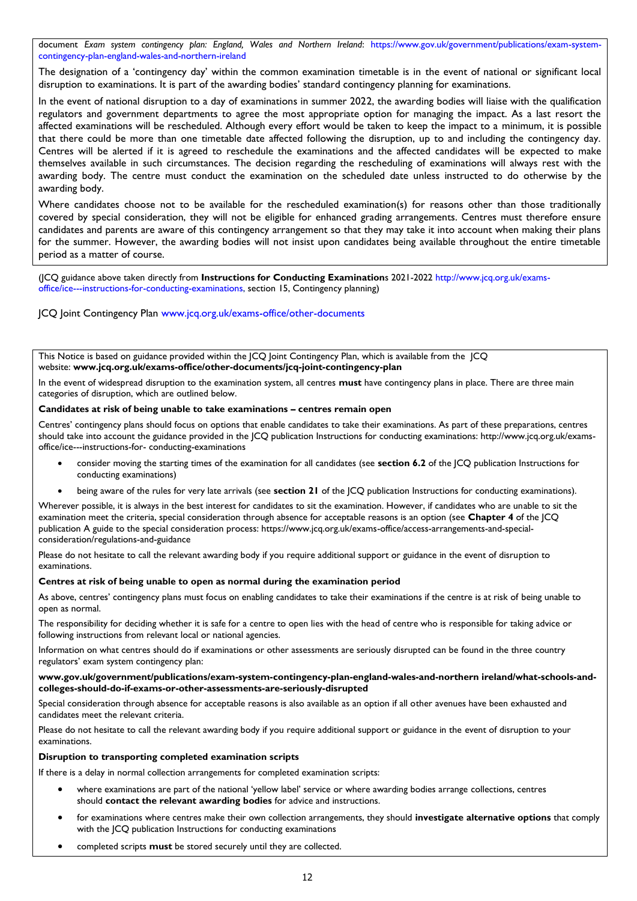document *Exam system contingency plan: England, Wales and Northern Ireland*: https://www.gov.uk/government/publications/exam-system-contingency-plan-england-wales-and-northern-ireland

The designation of a 'contingency day' within the common examination timetable is in the event of national or significant local disruption to examinations. It is part of the awarding bodies' standard contingency planning for examinations.

In the event of national disruption to a day of examinations in summer 2022, the awarding bodies will liaise with the qualification regulators and government departments to agree the most appropriate option for managing the impact. As a last resort the affected examinations will be rescheduled. Although every effort would be taken to keep the impact to a minimum, it is possible that there could be more than one timetable date affected following the disruption, up to and including the contingency day. Centres will be alerted if it is agreed to reschedule the examinations and the affected candidates will be expected to make themselves available in such circumstances. The decision regarding the rescheduling of examinations will always rest with the awarding body. The centre must conduct the examination on the scheduled date unless instructed to do otherwise by the awarding body.

Where candidates choose not to be available for the rescheduled examination(s) for reasons other than those traditionally covered by special consideration, they will not be eligible for enhanced grading arrangements. Centres must therefore ensure candidates and parents are aware of this contingency arrangement so that they may take it into account when making their plans for the summer. However, the awarding bodies will not insist upon candidates being available throughout the entire timetable period as a matter of course.

(JCQ guidance above taken directly from **Instructions for Conducting Examinations** 2021-2022 http://www.jcq.org.uk/exams-office/ice---instructions-for-conducting-examinations, section 15, Contingency planning)

JCQ Joint Contingency Plan www.jcq.org.uk/exams-office/other-documents

This Notice is based on guidance provided within the JCQ Joint Contingency Plan, which is available from the JCQ website: **www.jcq.org.uk/exams-office/other-documents/jcq-joint-contingency-plan**

In the event of widespread disruption to the examination system, all centres **must** have contingency plans in place. There are three main categories of disruption, which are outlined below.

**Candidates at risk of being unable to take examinations – centres remain open**

Centres' contingency plans should focus on options that enable candidates to take their examinations. As part of these preparations, centres should take into account the guidance provided in the JCQ publication Instructions for conducting examinations: http://www.jcq.org.uk/exams-office/ice---instructions-for- conducting-examinations

- consider moving the starting times of the examination for all candidates (see **section 6.2** of the JCQ publication Instructions for conducting examinations)
- being aware of the rules for very late arrivals (see **section 21** of the JCQ publication Instructions for conducting examinations).

Wherever possible, it is always in the best interest for candidates to sit the examination. However, if candidates who are unable to sit the examination meet the criteria, special consideration through absence for acceptable reasons is an option (see **Chapter 4** of the JCQ publication A guide to the special consideration process: https://www.jcq.org.uk/exams-office/access-arrangements-and-special-consideration/regulations-and-guidance

Please do not hesitate to call the relevant awarding body if you require additional support or guidance in the event of disruption to examinations.

**Centres at risk of being unable to open as normal during the examination period**

As above, centres' contingency plans must focus on enabling candidates to take their examinations if the centre is at risk of being unable to open as normal.

The responsibility for deciding whether it is safe for a centre to open lies with the head of centre who is responsible for taking advice or following instructions from relevant local or national agencies.

Information on what centres should do if examinations or other assessments are seriously disrupted can be found in the three country regulators' exam system contingency plan:

**www.gov.uk/government/publications/exam-system-contingency-plan-england-wales-and-northern ireland/what-schools-and-colleges-should-do-if-exams-or-other-assessments-are-seriously-disrupted**

Special consideration through absence for acceptable reasons is also available as an option if all other avenues have been exhausted and candidates meet the relevant criteria.

Please do not hesitate to call the relevant awarding body if you require additional support or guidance in the event of disruption to your examinations.

**Disruption to transporting completed examination scripts**

If there is a delay in normal collection arrangements for completed examination scripts:

- where examinations are part of the national 'yellow label' service or where awarding bodies arrange collections, centres should **contact the relevant awarding bodies** for advice and instructions.
- for examinations where centres make their own collection arrangements, they should **investigate alternative options** that comply with the JCQ publication Instructions for conducting examinations
- completed scripts **must** be stored securely until they are collected.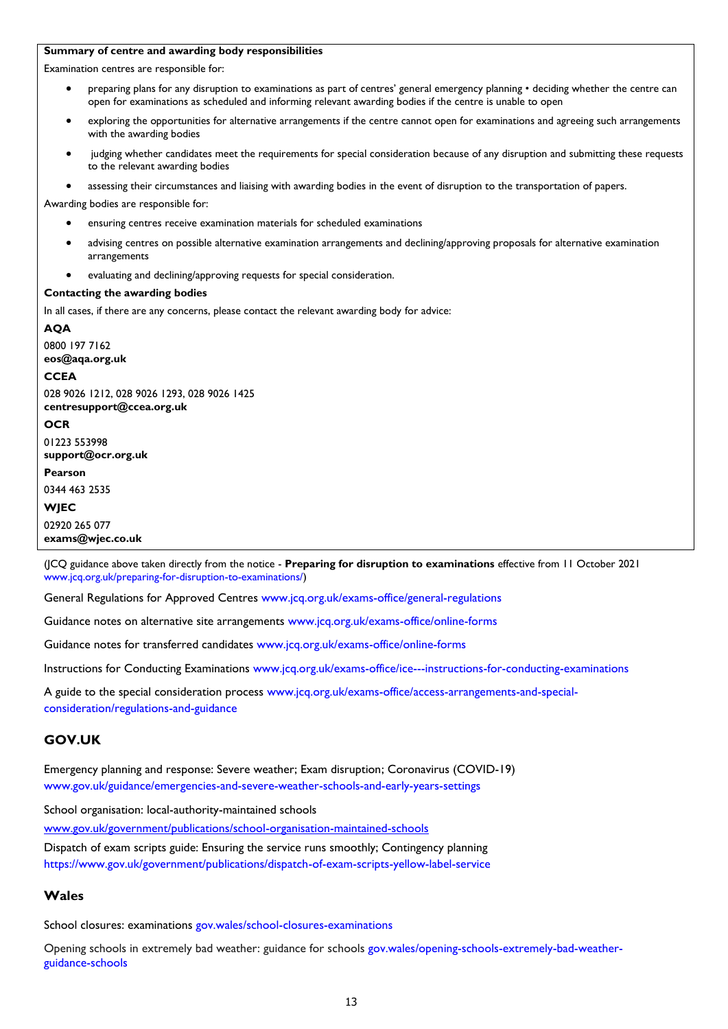**Summary of centre and awarding body responsibilities**

Examination centres are responsible for:

- preparing plans for any disruption to examinations as part of centres' general emergency planning • deciding whether the centre can open for examinations as scheduled and informing relevant awarding bodies if the centre is unable to open
- exploring the opportunities for alternative arrangements if the centre cannot open for examinations and agreeing such arrangements with the awarding bodies
- judging whether candidates meet the requirements for special consideration because of any disruption and submitting these requests to the relevant awarding bodies
- assessing their circumstances and liaising with awarding bodies in the event of disruption to the transportation of papers.

Awarding bodies are responsible for:

- ensuring centres receive examination materials for scheduled examinations
- advising centres on possible alternative examination arrangements and declining/approving proposals for alternative examination arrangements
- evaluating and declining/approving requests for special consideration.

**Contacting the awarding bodies**

In all cases, if there are any concerns, please contact the relevant awarding body for advice:

**AQA**

0800 197 7162
**eos@aqa.org.uk**

**CCEA**

028 9026 1212, 028 9026 1293, 028 9026 1425
**centresupport@ccea.org.uk**

**OCR**

01223 553998
**support@ocr.org.uk**

**Pearson**

0344 463 2535

**WJEC**

02920 265 077
**exams@wjec.co.uk**

(JCQ guidance above taken directly from the notice - **Preparing for disruption to examinations** effective from 11 October 2021 www.jcq.org.uk/preparing-for-disruption-to-examinations/)

General Regulations for Approved Centres www.jcq.org.uk/exams-office/general-regulations

Guidance notes on alternative site arrangements www.jcq.org.uk/exams-office/online-forms

Guidance notes for transferred candidates www.jcq.org.uk/exams-office/online-forms

Instructions for Conducting Examinations www.jcq.org.uk/exams-office/ice---instructions-for-conducting-examinations

A guide to the special consideration process www.jcq.org.uk/exams-office/access-arrangements-and-special-consideration/regulations-and-guidance

## GOV.UK

Emergency planning and response: Severe weather; Exam disruption; Coronavirus (COVID-19)
www.gov.uk/guidance/emergencies-and-severe-weather-schools-and-early-years-settings

School organisation: local-authority-maintained schools

www.gov.uk/government/publications/school-organisation-maintained-schools

Dispatch of exam scripts guide: Ensuring the service runs smoothly; Contingency planning
https://www.gov.uk/government/publications/dispatch-of-exam-scripts-yellow-label-service

## Wales

School closures: examinations gov.wales/school-closures-examinations

Opening schools in extremely bad weather: guidance for schools gov.wales/opening-schools-extremely-bad-weather-guidance-schools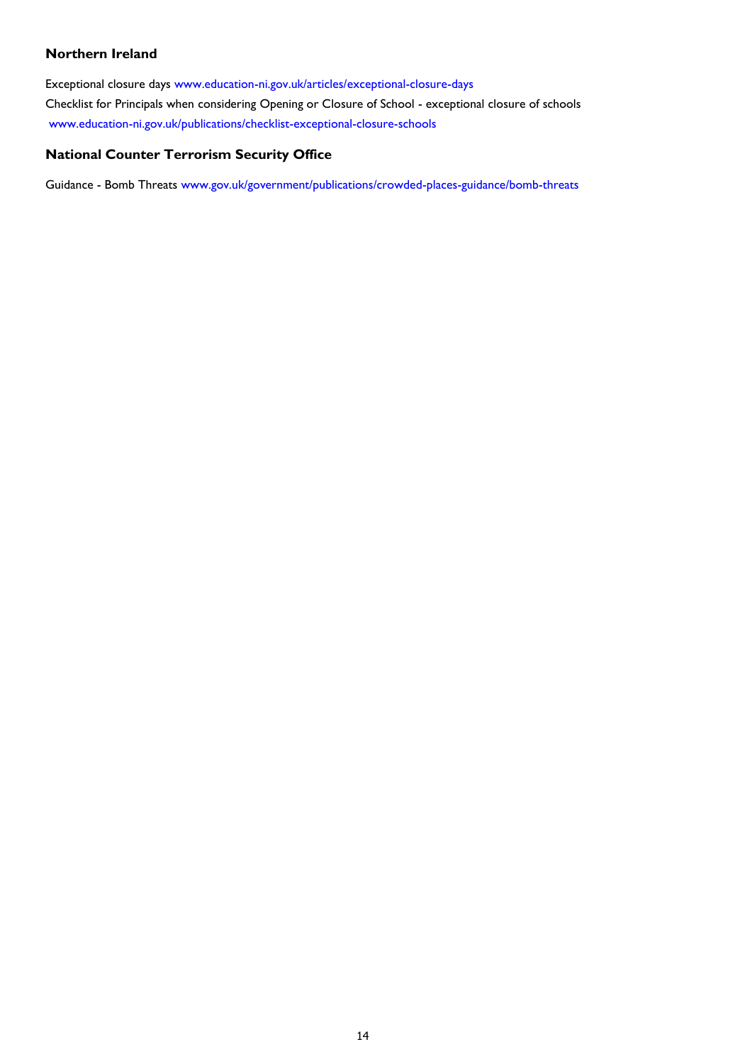### Northern Ireland

Exceptional closure days www.education-ni.gov.uk/articles/exceptional-closure-days
Checklist for Principals when considering Opening or Closure of School - exceptional closure of schools
www.education-ni.gov.uk/publications/checklist-exceptional-closure-schools

### National Counter Terrorism Security Office

Guidance - Bomb Threats www.gov.uk/government/publications/crowded-places-guidance/bomb-threats